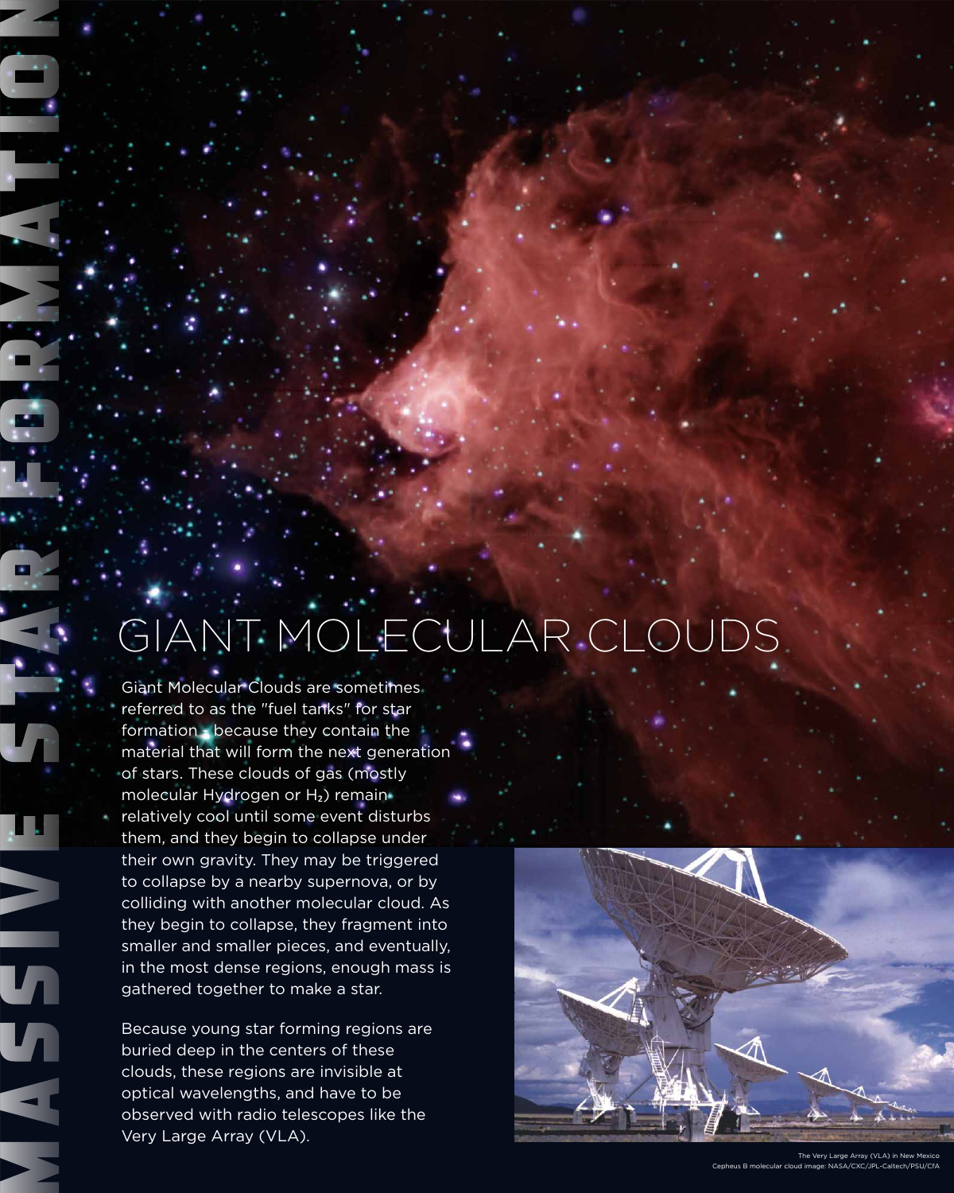# MASSIVE STAR FORMATION

## GIANT MOLECULAR CLOUDS

Giant Molecular Clouds are sometimes referred to as the "fuel tanks" for star formation - because they contain the material that will form the next generation of stars. These clouds of gas (mostly molecular Hydrogen or $H_2$) remain relatively cool until some event disturbs them, and they begin to collapse under their own gravity. They may be triggered to collapse by a nearby supernova, or by colliding with another molecular cloud. As they begin to collapse, they fragment into smaller and smaller pieces, and eventually, in the most dense regions, enough mass is gathered together to make a star.

Because young star forming regions are buried deep in the centers of these clouds, these regions are invisible at optical wavelengths, and have to be observed with radio telescopes like the Very Large Array (VLA).

The Very Large Array (VLA) in New Mexico
Cepheus B molecular cloud image: NASA/CXC/JPL-Caltech/PSU/CfA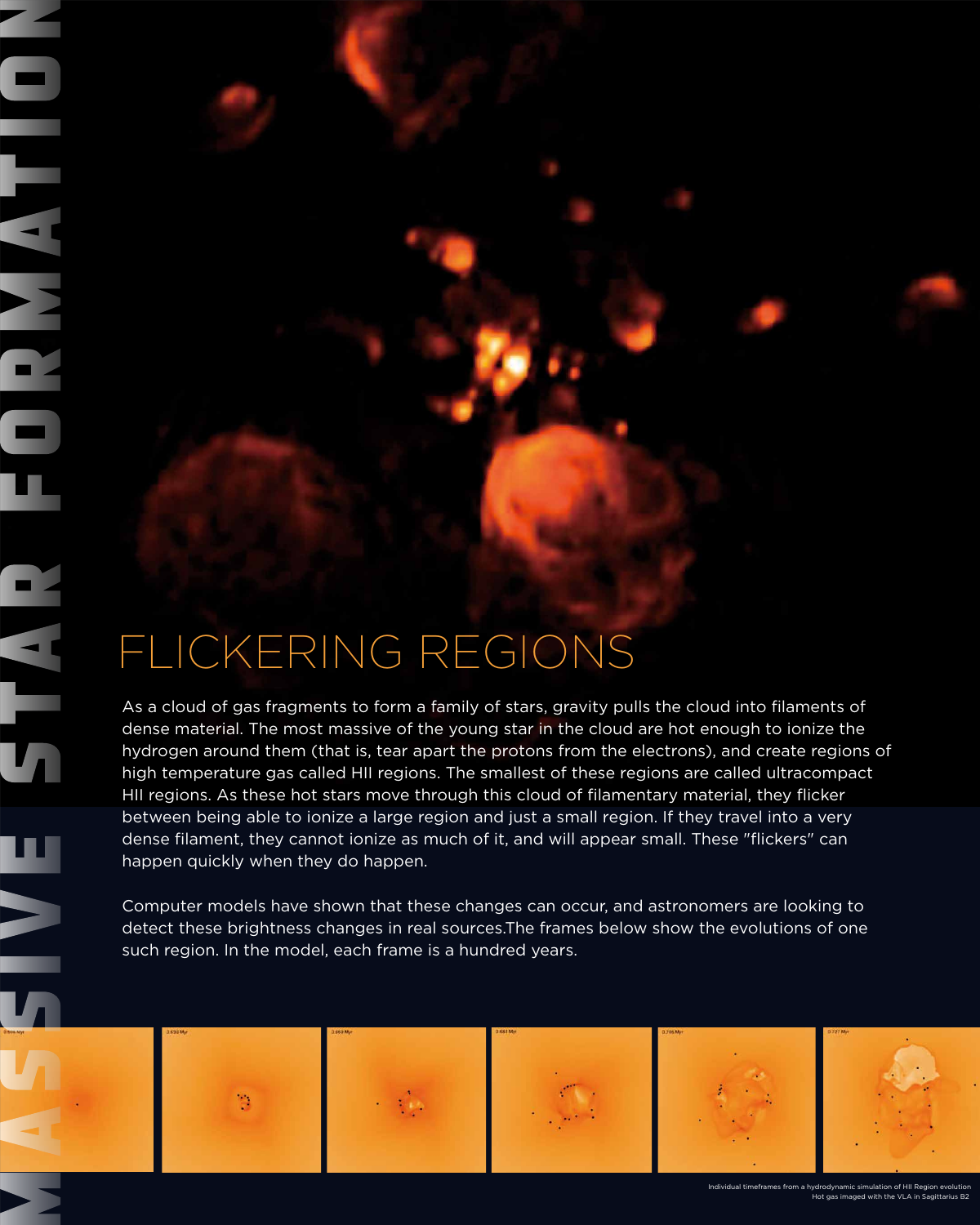# MASSIVE STAR FORMATION

## FLICKERING REGIONS

As a cloud of gas fragments to form a family of stars, gravity pulls the cloud into filaments of dense material. The most massive of the young star in the cloud are hot enough to ionize the hydrogen around them (that is, tear apart the protons from the electrons), and create regions of high temperature gas called HII regions. The smallest of these regions are called ultracompact HII regions. As these hot stars move through this cloud of filamentary material, they flicker between being able to ionize a large region and just a small region. If they travel into a very dense filament, they cannot ionize as much of it, and will appear small. These "flickers" can happen quickly when they do happen.

Computer models have shown that these changes can occur, and astronomers are looking to detect these brightness changes in real sources.The frames below show the evolutions of one such region. In the model, each frame is a hundred years.

Individual timeframes from a hydrodynamic simulation of HII Region evolution
Hot gas imaged with the VLA in Sagittarius B2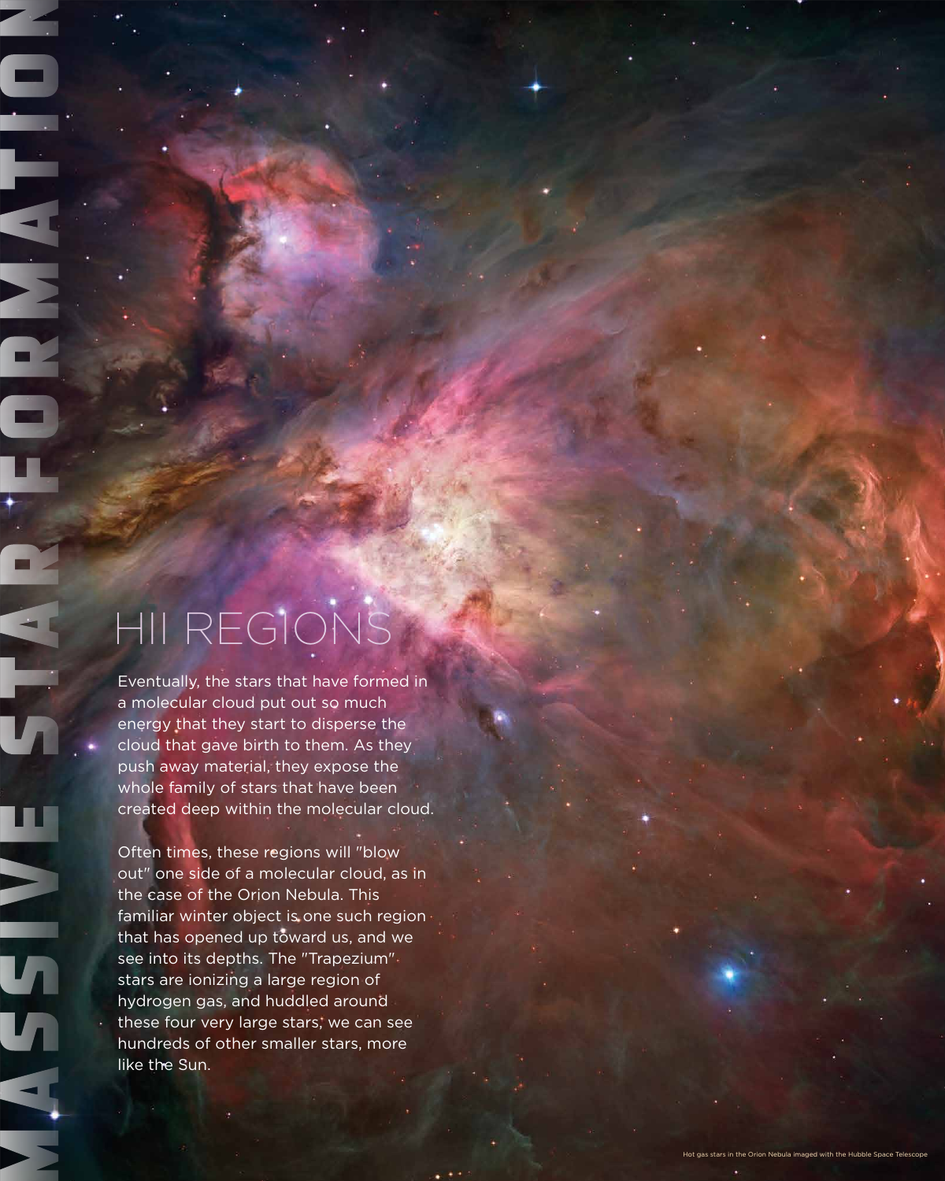# MASSIVE STAR FORMATION

## HII REGIONS

Eventually, the stars that have formed in a molecular cloud put out so much energy that they start to disperse the cloud that gave birth to them. As they push away material, they expose the whole family of stars that have been created deep within the molecular cloud.

Often times, these regions will "blow out" one side of a molecular cloud, as in the case of the Orion Nebula. This familiar winter object is one such region that has opened up toward us, and we see into its depths. The "Trapezium" stars are ionizing a large region of hydrogen gas, and huddled around these four very large stars, we can see hundreds of other smaller stars, more like the Sun.

Hot gas stars in the Orion Nebula imaged with the Hubble Space Telescope